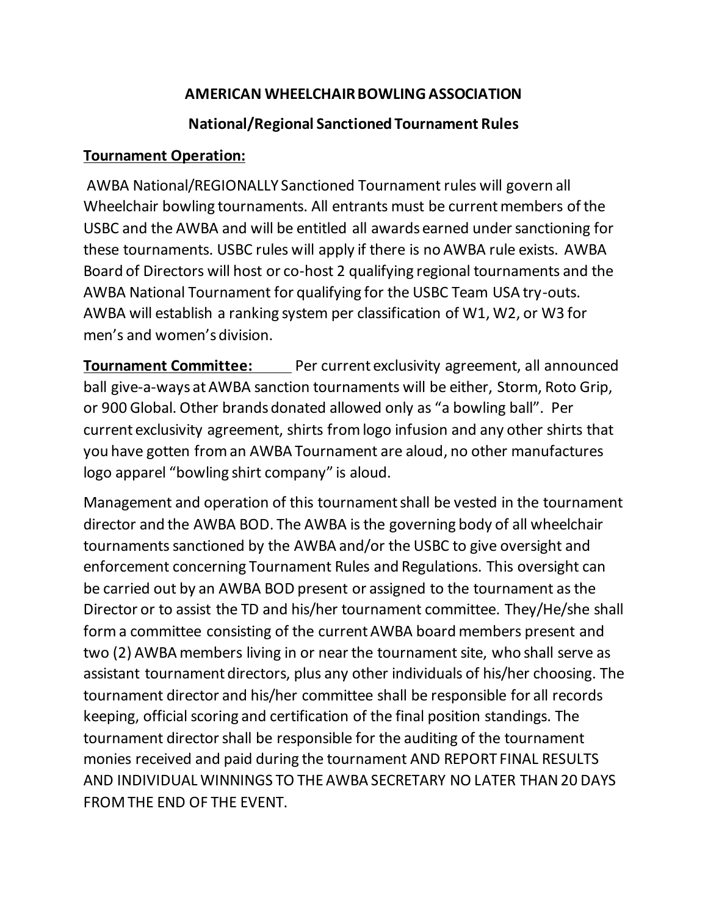# AMERICAN WHEELCHAIR BOWLING ASSOCIATION

## National/Regional Sanctioned Tournament Rules

### Tournament Operation:

AWBA National/REGIONALLY Sanctioned Tournament rules will govern all Wheelchair bowling tournaments. All entrants must be current members of the USBC and the AWBA and will be entitled all awards earned under sanctioning for these tournaments. USBC rules will apply if there is no AWBA rule exists. AWBA Board of Directors will host or co-host 2 qualifying regional tournaments and the AWBA National Tournament for qualifying for the USBC Team USA try-outs. AWBA will establish a ranking system per classification of W1, W2, or W3 for men's and women's division.

**Tournament Committee:** Per current exclusivity agreement, all announced ball give-a-ways at AWBA sanction tournaments will be either, Storm, Roto Grip, or 900 Global. Other brands donated allowed only as "a bowling ball". Per current exclusivity agreement, shirts from logo infusion and any other shirts that you have gotten from an AWBA Tournament are aloud, no other manufactures logo apparel "bowling shirt company" is aloud.

Management and operation of this tournament shall be vested in the tournament director and the AWBA BOD. The AWBA is the governing body of all wheelchair tournaments sanctioned by the AWBA and/or the USBC to give oversight and enforcement concerning Tournament Rules and Regulations. This oversight can be carried out by an AWBA BOD present or assigned to the tournament as the Director or to assist the TD and his/her tournament committee. They/He/she shall form a committee consisting of the current AWBA board members present and two (2) AWBA members living in or near the tournament site, who shall serve as assistant tournament directors, plus any other individuals of his/her choosing. The tournament director and his/her committee shall be responsible for all records keeping, official scoring and certification of the final position standings. The tournament director shall be responsible for the auditing of the tournament monies received and paid during the tournament AND REPORT FINAL RESULTS AND INDIVIDUAL WINNINGS TO THE AWBA SECRETARY NO LATER THAN 20 DAYS FROM THE END OF THE EVENT.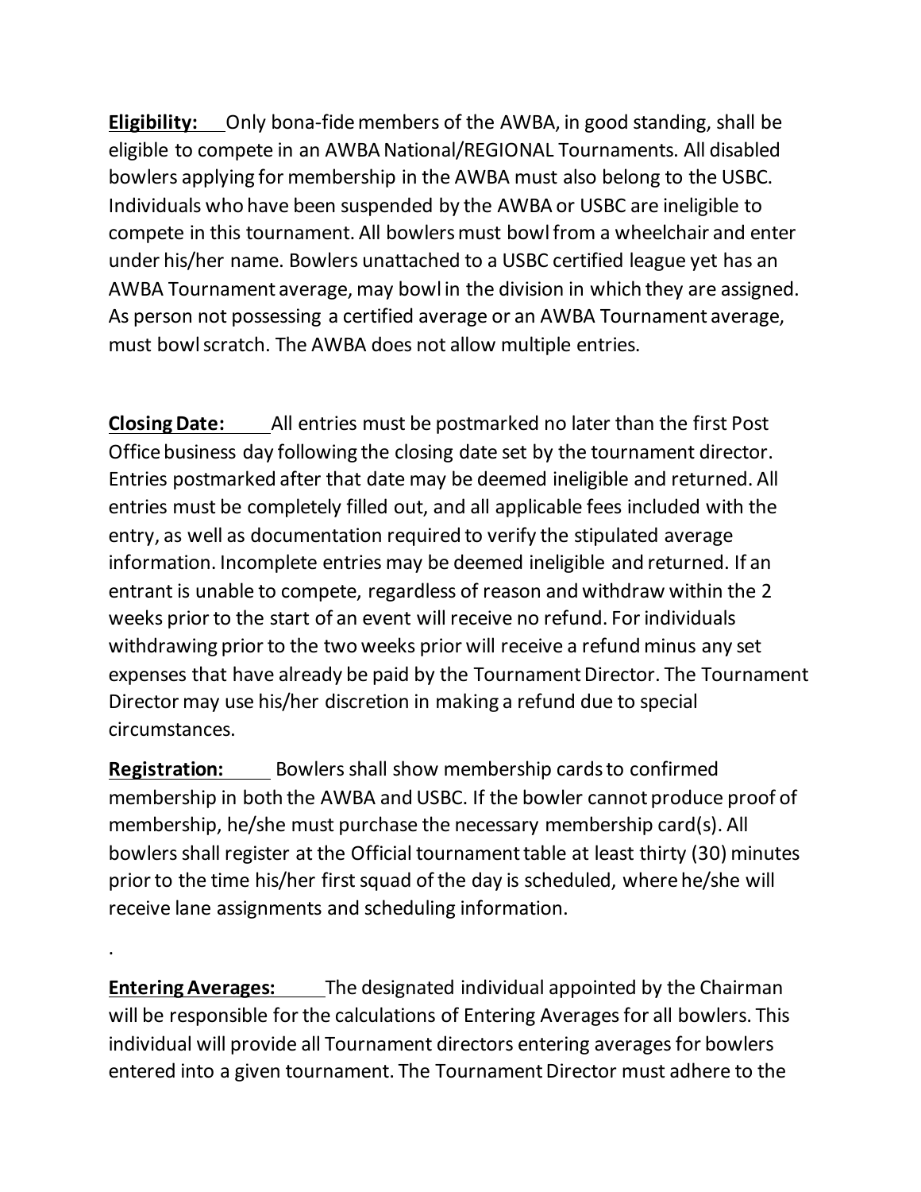**Eligibility:** Only bona-fide members of the AWBA, in good standing, shall be eligible to compete in an AWBA National/REGIONAL Tournaments. All disabled bowlers applying for membership in the AWBA must also belong to the USBC. Individuals who have been suspended by the AWBA or USBC are ineligible to compete in this tournament. All bowlers must bowl from a wheelchair and enter under his/her name. Bowlers unattached to a USBC certified league yet has an AWBA Tournament average, may bowl in the division in which they are assigned. As person not possessing a certified average or an AWBA Tournament average, must bowl scratch. The AWBA does not allow multiple entries.

**Closing Date:** All entries must be postmarked no later than the first Post Office business day following the closing date set by the tournament director. Entries postmarked after that date may be deemed ineligible and returned. All entries must be completely filled out, and all applicable fees included with the entry, as well as documentation required to verify the stipulated average information. Incomplete entries may be deemed ineligible and returned. If an entrant is unable to compete, regardless of reason and withdraw within the 2 weeks prior to the start of an event will receive no refund. For individuals withdrawing prior to the two weeks prior will receive a refund minus any set expenses that have already be paid by the Tournament Director. The Tournament Director may use his/her discretion in making a refund due to special circumstances.

**Registration:** Bowlers shall show membership cards to confirmed membership in both the AWBA and USBC. If the bowler cannot produce proof of membership, he/she must purchase the necessary membership card(s). All bowlers shall register at the Official tournament table at least thirty (30) minutes prior to the time his/her first squad of the day is scheduled, where he/she will receive lane assignments and scheduling information.

.

**Entering Averages:** The designated individual appointed by the Chairman will be responsible for the calculations of Entering Averages for all bowlers. This individual will provide all Tournament directors entering averages for bowlers entered into a given tournament. The Tournament Director must adhere to the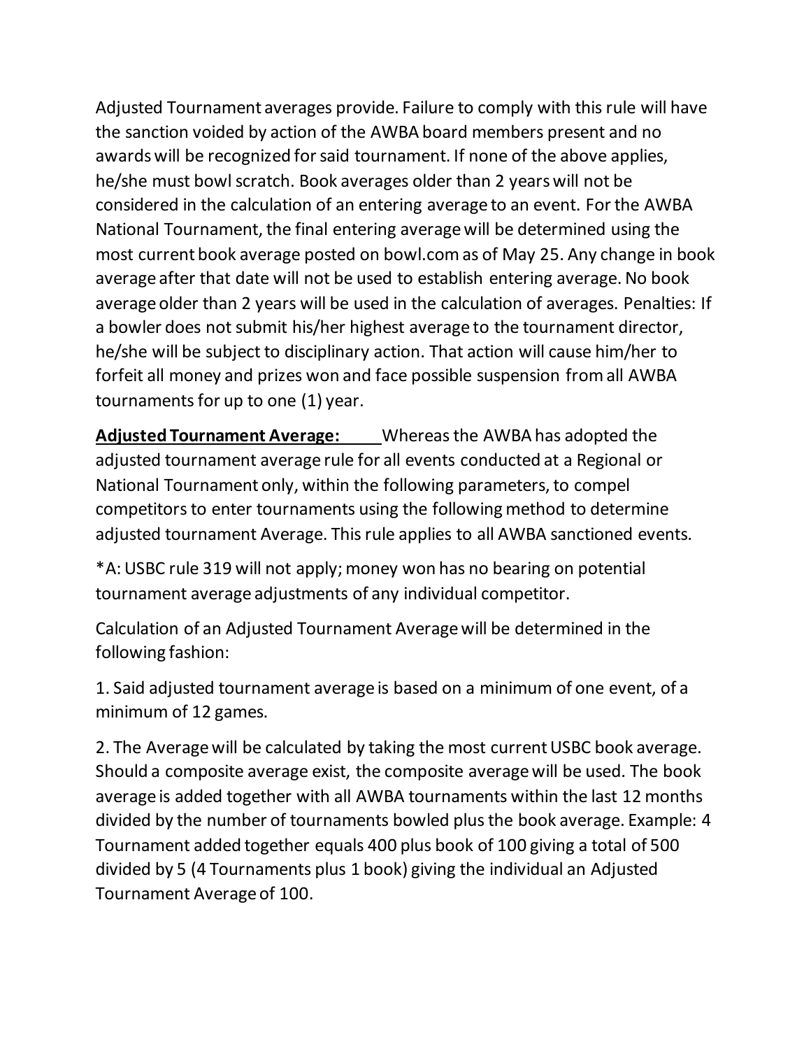Adjusted Tournament averages provide. Failure to comply with this rule will have the sanction voided by action of the AWBA board members present and no awards will be recognized for said tournament. If none of the above applies, he/she must bowl scratch. Book averages older than 2 years will not be considered in the calculation of an entering average to an event. For the AWBA National Tournament, the final entering average will be determined using the most current book average posted on bowl.com as of May 25. Any change in book average after that date will not be used to establish entering average. No book average older than 2 years will be used in the calculation of averages. Penalties: If a bowler does not submit his/her highest average to the tournament director, he/she will be subject to disciplinary action. That action will cause him/her to forfeit all money and prizes won and face possible suspension from all AWBA tournaments for up to one (1) year.

**Adjusted Tournament Average:** Whereas the AWBA has adopted the adjusted tournament average rule for all events conducted at a Regional or National Tournament only, within the following parameters, to compel competitors to enter tournaments using the following method to determine adjusted tournament Average. This rule applies to all AWBA sanctioned events.

*A: USBC rule 319 will not apply; money won has no bearing on potential tournament average adjustments of any individual competitor.

Calculation of an Adjusted Tournament Average will be determined in the following fashion:

1. Said adjusted tournament average is based on a minimum of one event, of a minimum of 12 games.

2. The Average will be calculated by taking the most current USBC book average. Should a composite average exist, the composite average will be used. The book average is added together with all AWBA tournaments within the last 12 months divided by the number of tournaments bowled plus the book average. Example: 4 Tournament added together equals 400 plus book of 100 giving a total of 500 divided by 5 (4 Tournaments plus 1 book) giving the individual an Adjusted Tournament Average of 100.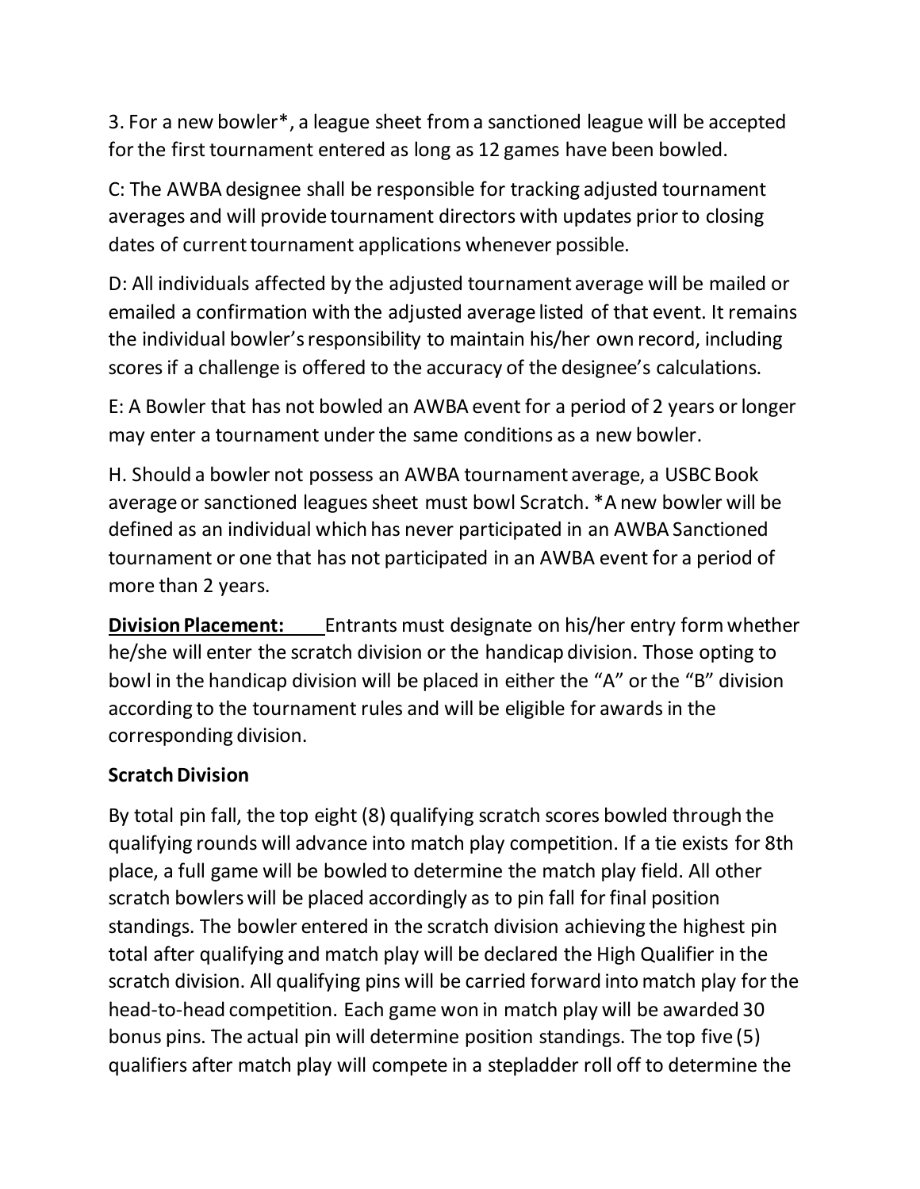3. For a new bowler*, a league sheet from a sanctioned league will be accepted for the first tournament entered as long as 12 games have been bowled.

C: The AWBA designee shall be responsible for tracking adjusted tournament averages and will provide tournament directors with updates prior to closing dates of current tournament applications whenever possible.

D: All individuals affected by the adjusted tournament average will be mailed or emailed a confirmation with the adjusted average listed of that event. It remains the individual bowler's responsibility to maintain his/her own record, including scores if a challenge is offered to the accuracy of the designee's calculations.

E: A Bowler that has not bowled an AWBA event for a period of 2 years or longer may enter a tournament under the same conditions as a new bowler.

H. Should a bowler not possess an AWBA tournament average, a USBC Book average or sanctioned leagues sheet must bowl Scratch. *A new bowler will be defined as an individual which has never participated in an AWBA Sanctioned tournament or one that has not participated in an AWBA event for a period of more than 2 years.

**Division Placement:** Entrants must designate on his/her entry form whether he/she will enter the scratch division or the handicap division. Those opting to bowl in the handicap division will be placed in either the "A" or the "B" division according to the tournament rules and will be eligible for awards in the corresponding division.

**Scratch Division**

By total pin fall, the top eight (8) qualifying scratch scores bowled through the qualifying rounds will advance into match play competition. If a tie exists for 8th place, a full game will be bowled to determine the match play field. All other scratch bowlers will be placed accordingly as to pin fall for final position standings. The bowler entered in the scratch division achieving the highest pin total after qualifying and match play will be declared the High Qualifier in the scratch division. All qualifying pins will be carried forward into match play for the head-to-head competition. Each game won in match play will be awarded 30 bonus pins. The actual pin will determine position standings. The top five (5) qualifiers after match play will compete in a stepladder roll off to determine the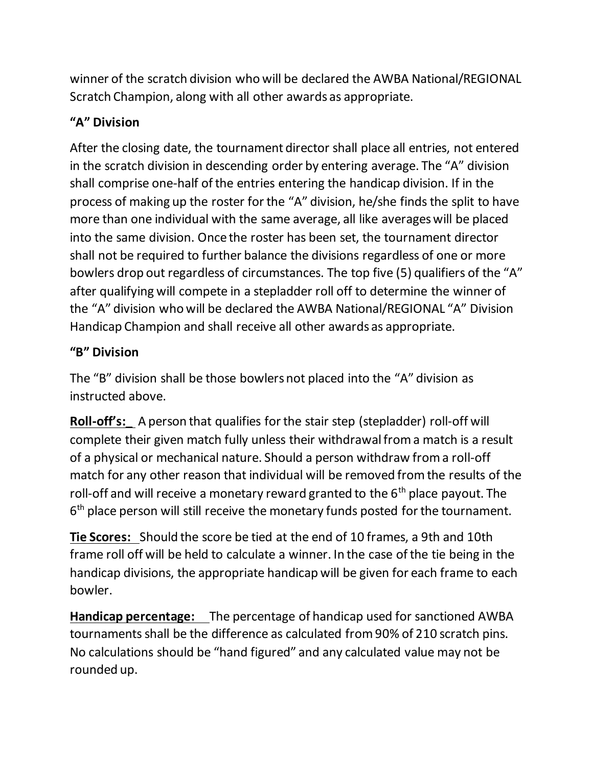winner of the scratch division who will be declared the AWBA National/REGIONAL Scratch Champion, along with all other awards as appropriate.

### "A" Division

After the closing date, the tournament director shall place all entries, not entered in the scratch division in descending order by entering average. The "A" division shall comprise one-half of the entries entering the handicap division. If in the process of making up the roster for the "A" division, he/she finds the split to have more than one individual with the same average, all like averages will be placed into the same division. Once the roster has been set, the tournament director shall not be required to further balance the divisions regardless of one or more bowlers drop out regardless of circumstances. The top five (5) qualifiers of the "A" after qualifying will compete in a stepladder roll off to determine the winner of the "A" division who will be declared the AWBA National/REGIONAL "A" Division Handicap Champion and shall receive all other awards as appropriate.

### "B" Division

The "B" division shall be those bowlers not placed into the "A" division as instructed above.

**Roll-off's:** A person that qualifies for the stair step (stepladder) roll-off will complete their given match fully unless their withdrawal from a match is a result of a physical or mechanical nature. Should a person withdraw from a roll-off match for any other reason that individual will be removed from the results of the roll-off and will receive a monetary reward granted to the 6th place payout. The 6th place person will still receive the monetary funds posted for the tournament.

**Tie Scores:** Should the score be tied at the end of 10 frames, a 9th and 10th frame roll off will be held to calculate a winner. In the case of the tie being in the handicap divisions, the appropriate handicap will be given for each frame to each bowler.

**Handicap percentage:** The percentage of handicap used for sanctioned AWBA tournaments shall be the difference as calculated from 90% of 210 scratch pins. No calculations should be "hand figured" and any calculated value may not be rounded up.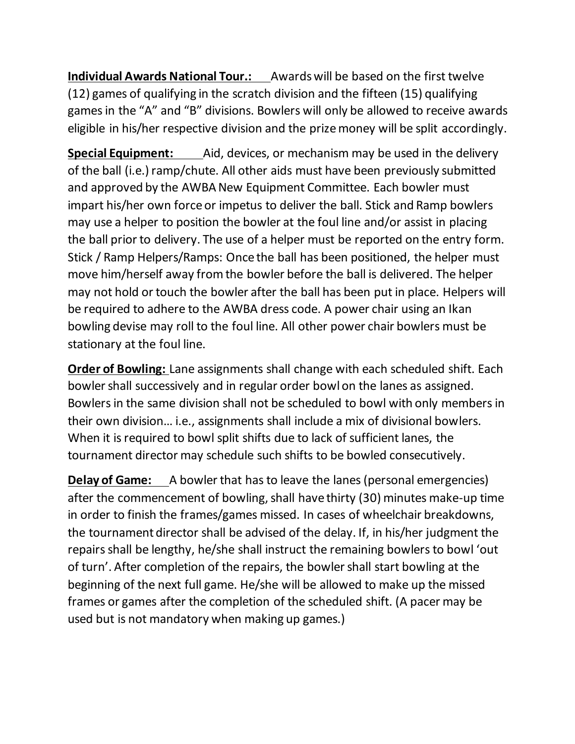**Individual Awards National Tour.:** Awards will be based on the first twelve (12) games of qualifying in the scratch division and the fifteen (15) qualifying games in the "A" and "B" divisions. Bowlers will only be allowed to receive awards eligible in his/her respective division and the prize money will be split accordingly.

**Special Equipment:** Aid, devices, or mechanism may be used in the delivery of the ball (i.e.) ramp/chute. All other aids must have been previously submitted and approved by the AWBA New Equipment Committee. Each bowler must impart his/her own force or impetus to deliver the ball. Stick and Ramp bowlers may use a helper to position the bowler at the foul line and/or assist in placing the ball prior to delivery. The use of a helper must be reported on the entry form. Stick / Ramp Helpers/Ramps: Once the ball has been positioned, the helper must move him/herself away from the bowler before the ball is delivered. The helper may not hold or touch the bowler after the ball has been put in place. Helpers will be required to adhere to the AWBA dress code. A power chair using an Ikan bowling devise may roll to the foul line. All other power chair bowlers must be stationary at the foul line.

**Order of Bowling:** Lane assignments shall change with each scheduled shift. Each bowler shall successively and in regular order bowl on the lanes as assigned. Bowlers in the same division shall not be scheduled to bowl with only members in their own division… i.e., assignments shall include a mix of divisional bowlers. When it is required to bowl split shifts due to lack of sufficient lanes, the tournament director may schedule such shifts to be bowled consecutively.

**Delay of Game:** A bowler that has to leave the lanes (personal emergencies) after the commencement of bowling, shall have thirty (30) minutes make-up time in order to finish the frames/games missed. In cases of wheelchair breakdowns, the tournament director shall be advised of the delay. If, in his/her judgment the repairs shall be lengthy, he/she shall instruct the remaining bowlers to bowl 'out of turn'. After completion of the repairs, the bowler shall start bowling at the beginning of the next full game. He/she will be allowed to make up the missed frames or games after the completion of the scheduled shift. (A pacer may be used but is not mandatory when making up games.)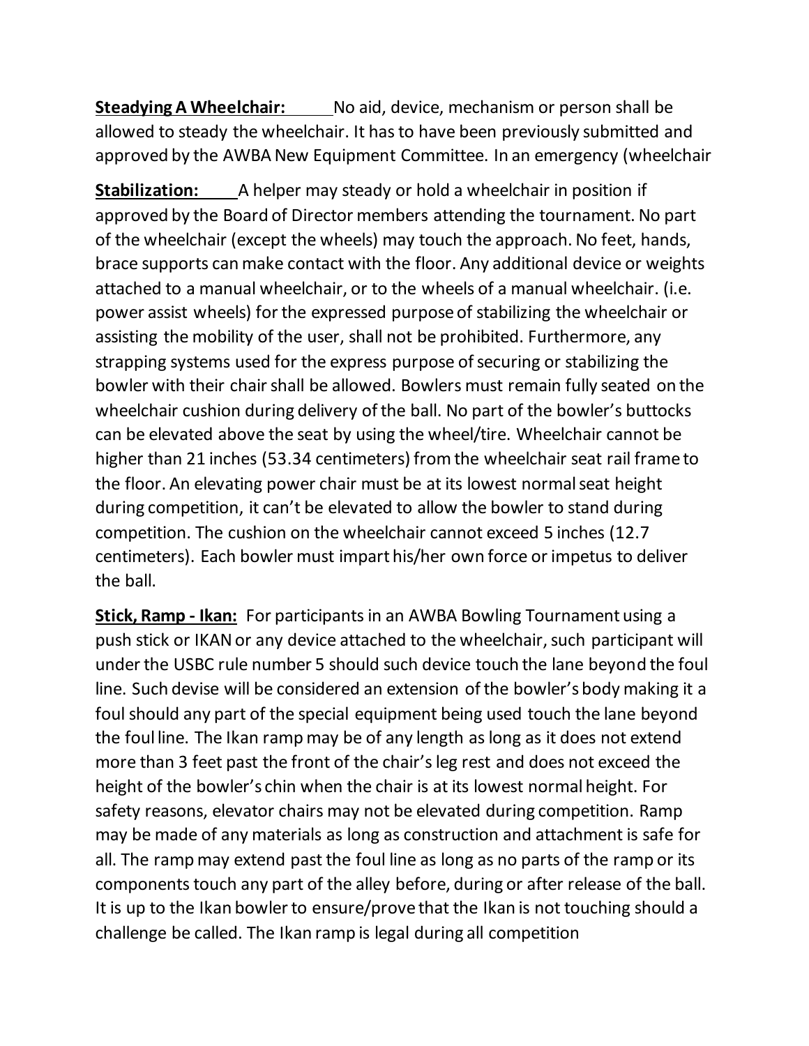**Steadying A Wheelchair:** No aid, device, mechanism or person shall be allowed to steady the wheelchair. It has to have been previously submitted and approved by the AWBA New Equipment Committee. In an emergency (wheelchair

**Stabilization:** A helper may steady or hold a wheelchair in position if approved by the Board of Director members attending the tournament. No part of the wheelchair (except the wheels) may touch the approach. No feet, hands, brace supports can make contact with the floor. Any additional device or weights attached to a manual wheelchair, or to the wheels of a manual wheelchair. (i.e. power assist wheels) for the expressed purpose of stabilizing the wheelchair or assisting the mobility of the user, shall not be prohibited. Furthermore, any strapping systems used for the express purpose of securing or stabilizing the bowler with their chair shall be allowed. Bowlers must remain fully seated on the wheelchair cushion during delivery of the ball. No part of the bowler's buttocks can be elevated above the seat by using the wheel/tire. Wheelchair cannot be higher than 21 inches (53.34 centimeters) from the wheelchair seat rail frame to the floor. An elevating power chair must be at its lowest normal seat height during competition, it can't be elevated to allow the bowler to stand during competition. The cushion on the wheelchair cannot exceed 5 inches (12.7 centimeters). Each bowler must impart his/her own force or impetus to deliver the ball.

**Stick, Ramp - Ikan:** For participants in an AWBA Bowling Tournament using a push stick or IKAN or any device attached to the wheelchair, such participant will under the USBC rule number 5 should such device touch the lane beyond the foul line. Such devise will be considered an extension of the bowler's body making it a foul should any part of the special equipment being used touch the lane beyond the foul line. The Ikan ramp may be of any length as long as it does not extend more than 3 feet past the front of the chair's leg rest and does not exceed the height of the bowler's chin when the chair is at its lowest normal height. For safety reasons, elevator chairs may not be elevated during competition. Ramp may be made of any materials as long as construction and attachment is safe for all. The ramp may extend past the foul line as long as no parts of the ramp or its components touch any part of the alley before, during or after release of the ball. It is up to the Ikan bowler to ensure/prove that the Ikan is not touching should a challenge be called. The Ikan ramp is legal during all competition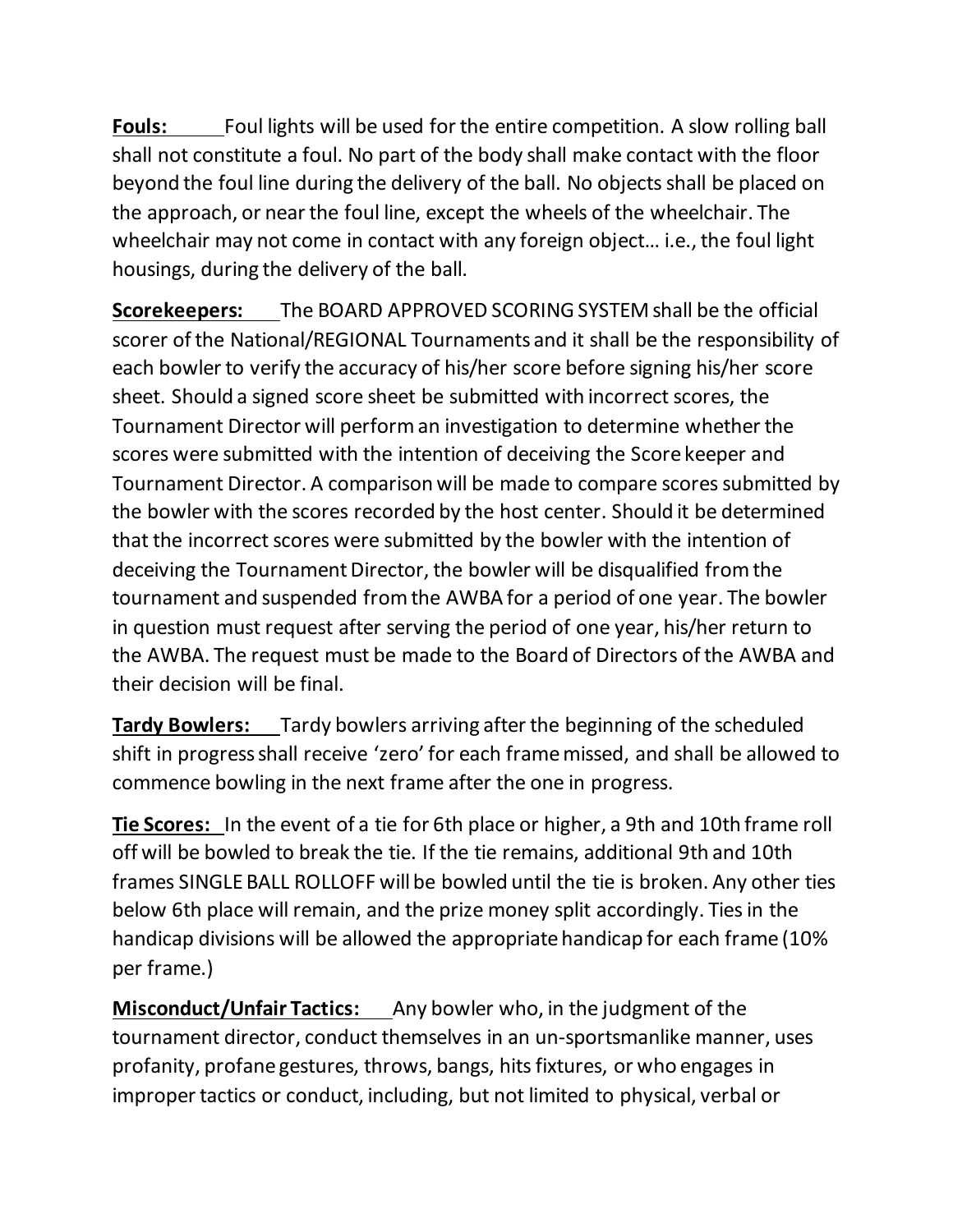**Fouls:** Foul lights will be used for the entire competition. A slow rolling ball shall not constitute a foul. No part of the body shall make contact with the floor beyond the foul line during the delivery of the ball. No objects shall be placed on the approach, or near the foul line, except the wheels of the wheelchair. The wheelchair may not come in contact with any foreign object… i.e., the foul light housings, during the delivery of the ball.

**Scorekeepers:** The BOARD APPROVED SCORING SYSTEM shall be the official scorer of the National/REGIONAL Tournaments and it shall be the responsibility of each bowler to verify the accuracy of his/her score before signing his/her score sheet. Should a signed score sheet be submitted with incorrect scores, the Tournament Director will perform an investigation to determine whether the scores were submitted with the intention of deceiving the Score keeper and Tournament Director. A comparison will be made to compare scores submitted by the bowler with the scores recorded by the host center. Should it be determined that the incorrect scores were submitted by the bowler with the intention of deceiving the Tournament Director, the bowler will be disqualified from the tournament and suspended from the AWBA for a period of one year. The bowler in question must request after serving the period of one year, his/her return to the AWBA. The request must be made to the Board of Directors of the AWBA and their decision will be final.

**Tardy Bowlers:** Tardy bowlers arriving after the beginning of the scheduled shift in progress shall receive 'zero' for each frame missed, and shall be allowed to commence bowling in the next frame after the one in progress.

**Tie Scores:** In the event of a tie for 6th place or higher, a 9th and 10th frame roll off will be bowled to break the tie. If the tie remains, additional 9th and 10th frames SINGLE BALL ROLLOFF will be bowled until the tie is broken. Any other ties below 6th place will remain, and the prize money split accordingly. Ties in the handicap divisions will be allowed the appropriate handicap for each frame (10% per frame.)

**Misconduct/Unfair Tactics:** Any bowler who, in the judgment of the tournament director, conduct themselves in an un-sportsmanlike manner, uses profanity, profane gestures, throws, bangs, hits fixtures, or who engages in improper tactics or conduct, including, but not limited to physical, verbal or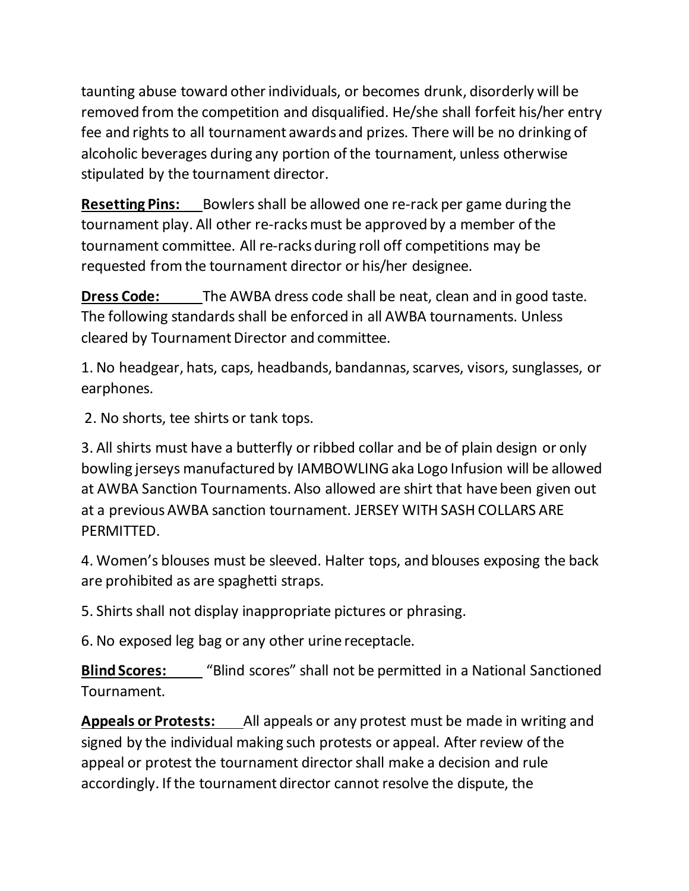taunting abuse toward other individuals, or becomes drunk, disorderly will be removed from the competition and disqualified. He/she shall forfeit his/her entry fee and rights to all tournament awards and prizes. There will be no drinking of alcoholic beverages during any portion of the tournament, unless otherwise stipulated by the tournament director.

**Resetting Pins:** Bowlers shall be allowed one re-rack per game during the tournament play. All other re-racks must be approved by a member of the tournament committee. All re-racks during roll off competitions may be requested from the tournament director or his/her designee.

**Dress Code:** The AWBA dress code shall be neat, clean and in good taste. The following standards shall be enforced in all AWBA tournaments. Unless cleared by Tournament Director and committee.

1. No headgear, hats, caps, headbands, bandannas, scarves, visors, sunglasses, or earphones.

2. No shorts, tee shirts or tank tops.

3. All shirts must have a butterfly or ribbed collar and be of plain design or only bowling jerseys manufactured by IAMBOWLING aka Logo Infusion will be allowed at AWBA Sanction Tournaments. Also allowed are shirt that have been given out at a previous AWBA sanction tournament. JERSEY WITH SASH COLLARS ARE PERMITTED.

4. Women's blouses must be sleeved. Halter tops, and blouses exposing the back are prohibited as are spaghetti straps.

5. Shirts shall not display inappropriate pictures or phrasing.

6. No exposed leg bag or any other urine receptacle.

**Blind Scores:** "Blind scores" shall not be permitted in a National Sanctioned Tournament.

**Appeals or Protests:** All appeals or any protest must be made in writing and signed by the individual making such protests or appeal. After review of the appeal or protest the tournament director shall make a decision and rule accordingly. If the tournament director cannot resolve the dispute, the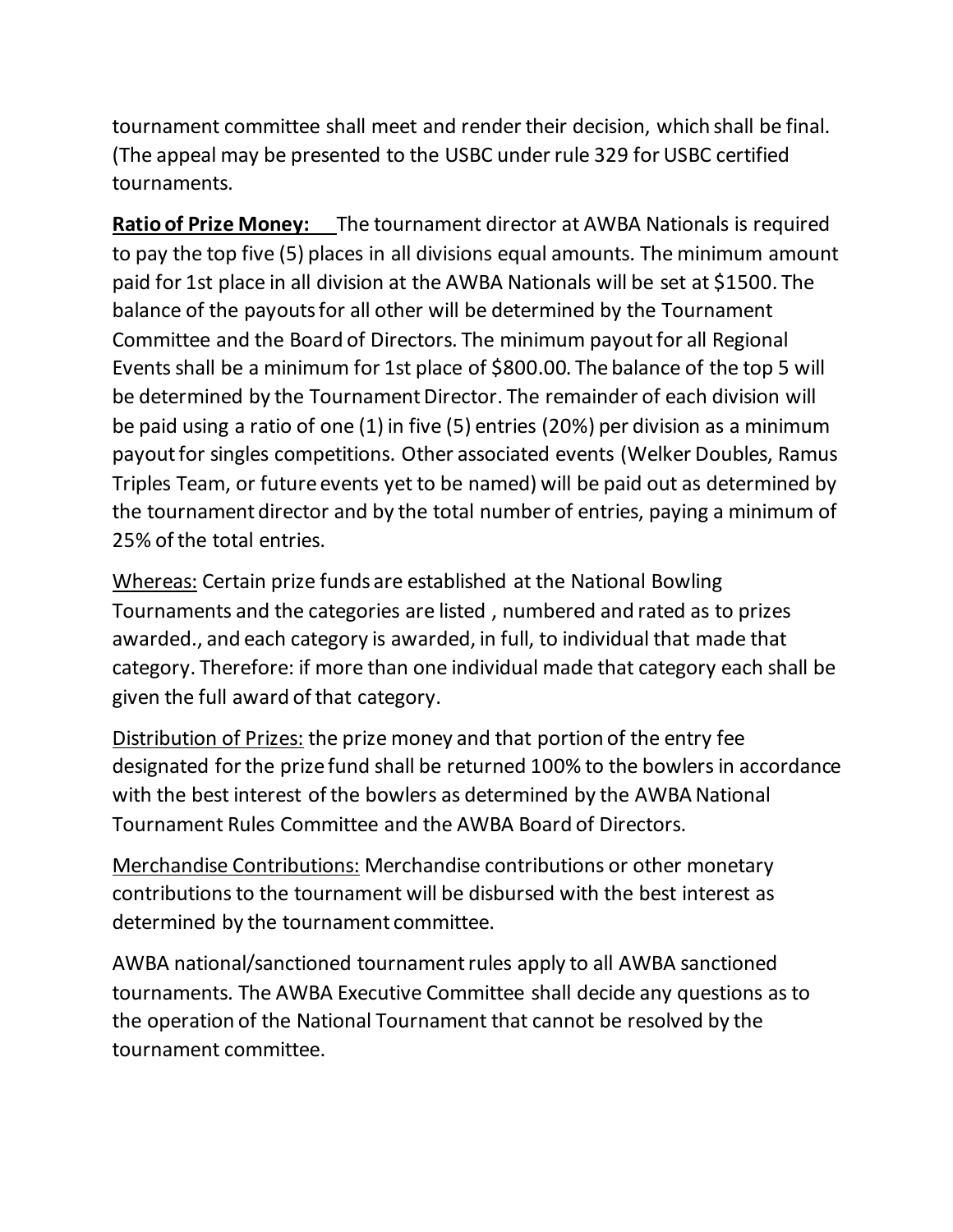tournament committee shall meet and render their decision, which shall be final. (The appeal may be presented to the USBC under rule 329 for USBC certified tournaments.

**<u>Ratio of Prize Money:</u>** The tournament director at AWBA Nationals is required to pay the top five (5) places in all divisions equal amounts. The minimum amount paid for 1st place in all division at the AWBA Nationals will be set at $1500. The balance of the payouts for all other will be determined by the Tournament Committee and the Board of Directors. The minimum payout for all Regional Events shall be a minimum for 1st place of $800.00. The balance of the top 5 will be determined by the Tournament Director. The remainder of each division will be paid using a ratio of one (1) in five (5) entries (20%) per division as a minimum payout for singles competitions. Other associated events (Welker Doubles, Ramus Triples Team, or future events yet to be named) will be paid out as determined by the tournament director and by the total number of entries, paying a minimum of 25% of the total entries.

<u>Whereas:</u> Certain prize funds are established at the National Bowling Tournaments and the categories are listed , numbered and rated as to prizes awarded., and each category is awarded, in full, to individual that made that category. Therefore: if more than one individual made that category each shall be given the full award of that category.

<u>Distribution of Prizes:</u> the prize money and that portion of the entry fee designated for the prize fund shall be returned 100% to the bowlers in accordance with the best interest of the bowlers as determined by the AWBA National Tournament Rules Committee and the AWBA Board of Directors.

<u>Merchandise Contributions:</u> Merchandise contributions or other monetary contributions to the tournament will be disbursed with the best interest as determined by the tournament committee.

AWBA national/sanctioned tournament rules apply to all AWBA sanctioned tournaments. The AWBA Executive Committee shall decide any questions as to the operation of the National Tournament that cannot be resolved by the tournament committee.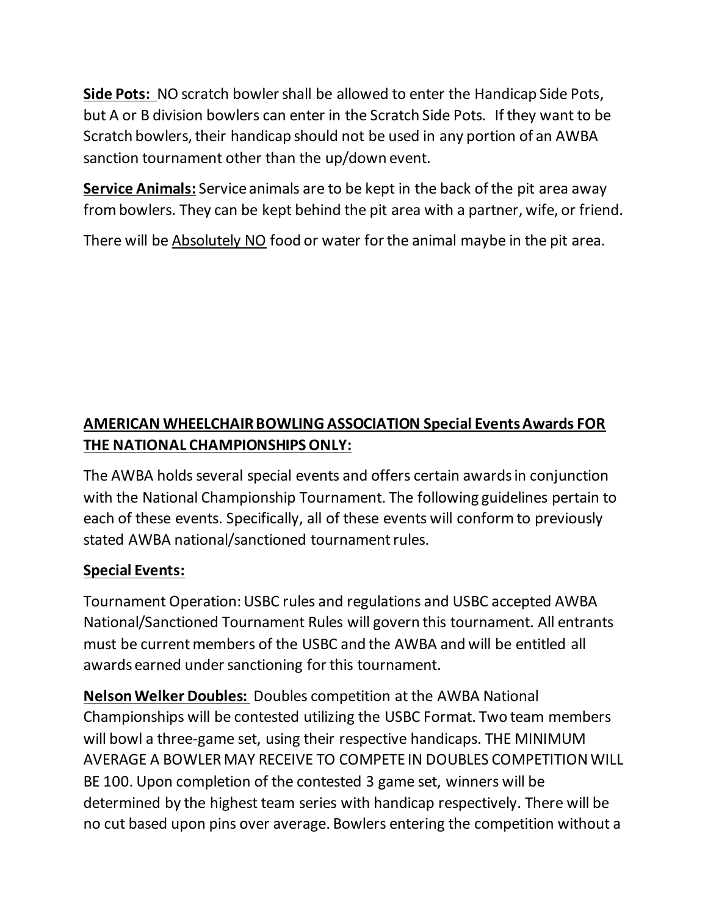**Side Pots:** NO scratch bowler shall be allowed to enter the Handicap Side Pots, but A or B division bowlers can enter in the Scratch Side Pots. If they want to be Scratch bowlers, their handicap should not be used in any portion of an AWBA sanction tournament other than the up/down event.

**Service Animals:** Service animals are to be kept in the back of the pit area away from bowlers. They can be kept behind the pit area with a partner, wife, or friend.

There will be Absolutely NO food or water for the animal maybe in the pit area.

## AMERICAN WHEELCHAIR BOWLING ASSOCIATION Special Events Awards FOR THE NATIONAL CHAMPIONSHIPS ONLY:

The AWBA holds several special events and offers certain awards in conjunction with the National Championship Tournament. The following guidelines pertain to each of these events. Specifically, all of these events will conform to previously stated AWBA national/sanctioned tournament rules.

### Special Events:

Tournament Operation: USBC rules and regulations and USBC accepted AWBA National/Sanctioned Tournament Rules will govern this tournament. All entrants must be current members of the USBC and the AWBA and will be entitled all awards earned under sanctioning for this tournament.

**Nelson Welker Doubles:** Doubles competition at the AWBA National Championships will be contested utilizing the USBC Format. Two team members will bowl a three-game set, using their respective handicaps. THE MINIMUM AVERAGE A BOWLER MAY RECEIVE TO COMPETE IN DOUBLES COMPETITION WILL BE 100. Upon completion of the contested 3 game set, winners will be determined by the highest team series with handicap respectively. There will be no cut based upon pins over average. Bowlers entering the competition without a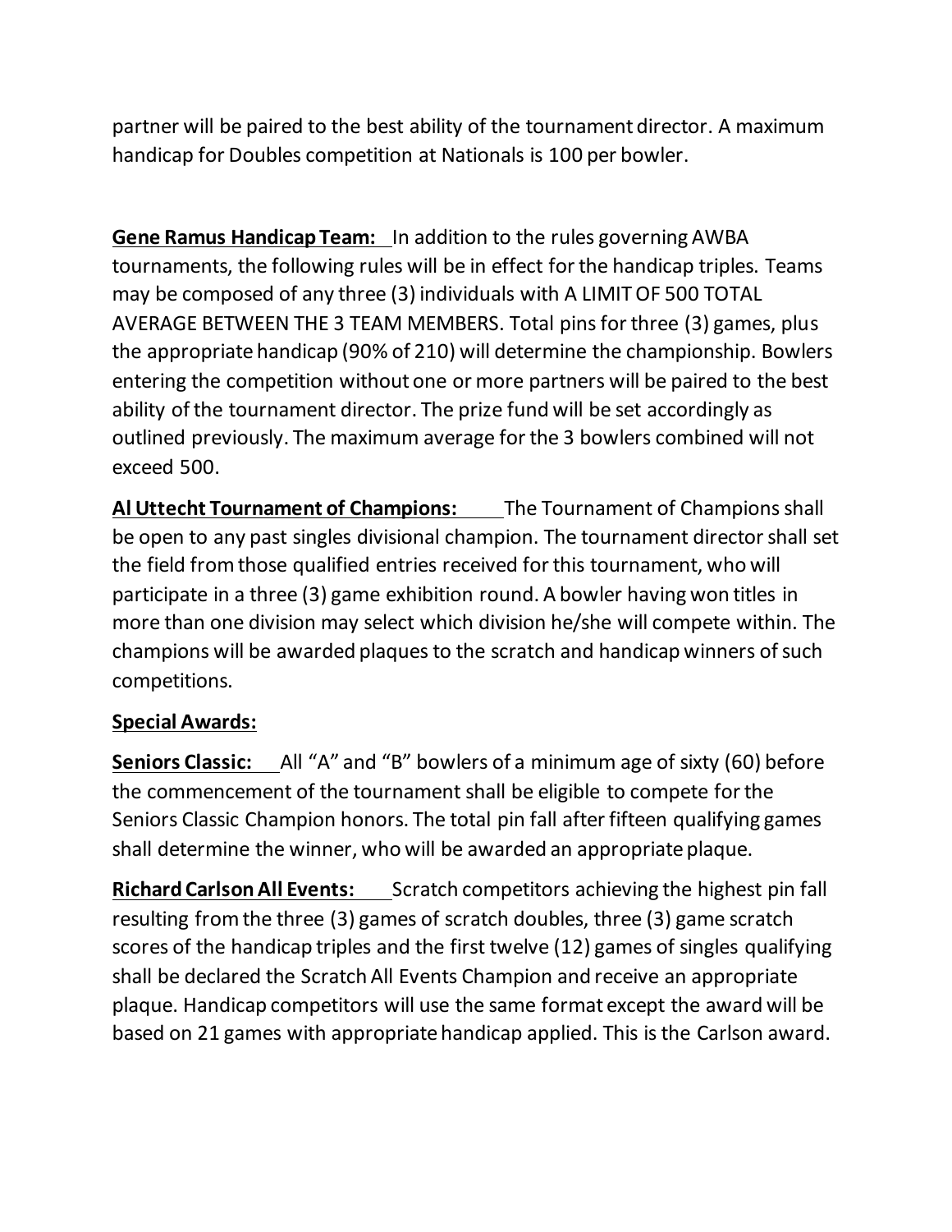partner will be paired to the best ability of the tournament director. A maximum handicap for Doubles competition at Nationals is 100 per bowler.

**Gene Ramus Handicap Team:** In addition to the rules governing AWBA tournaments, the following rules will be in effect for the handicap triples. Teams may be composed of any three (3) individuals with A LIMIT OF 500 TOTAL AVERAGE BETWEEN THE 3 TEAM MEMBERS. Total pins for three (3) games, plus the appropriate handicap (90% of 210) will determine the championship. Bowlers entering the competition without one or more partners will be paired to the best ability of the tournament director. The prize fund will be set accordingly as outlined previously. The maximum average for the 3 bowlers combined will not exceed 500.

**Al Uttecht Tournament of Champions:** The Tournament of Champions shall be open to any past singles divisional champion. The tournament director shall set the field from those qualified entries received for this tournament, who will participate in a three (3) game exhibition round. A bowler having won titles in more than one division may select which division he/she will compete within. The champions will be awarded plaques to the scratch and handicap winners of such competitions.

**Special Awards:**

**Seniors Classic:** All "A" and "B" bowlers of a minimum age of sixty (60) before the commencement of the tournament shall be eligible to compete for the Seniors Classic Champion honors. The total pin fall after fifteen qualifying games shall determine the winner, who will be awarded an appropriate plaque.

**Richard Carlson All Events:** Scratch competitors achieving the highest pin fall resulting from the three (3) games of scratch doubles, three (3) game scratch scores of the handicap triples and the first twelve (12) games of singles qualifying shall be declared the Scratch All Events Champion and receive an appropriate plaque. Handicap competitors will use the same format except the award will be based on 21 games with appropriate handicap applied. This is the Carlson award.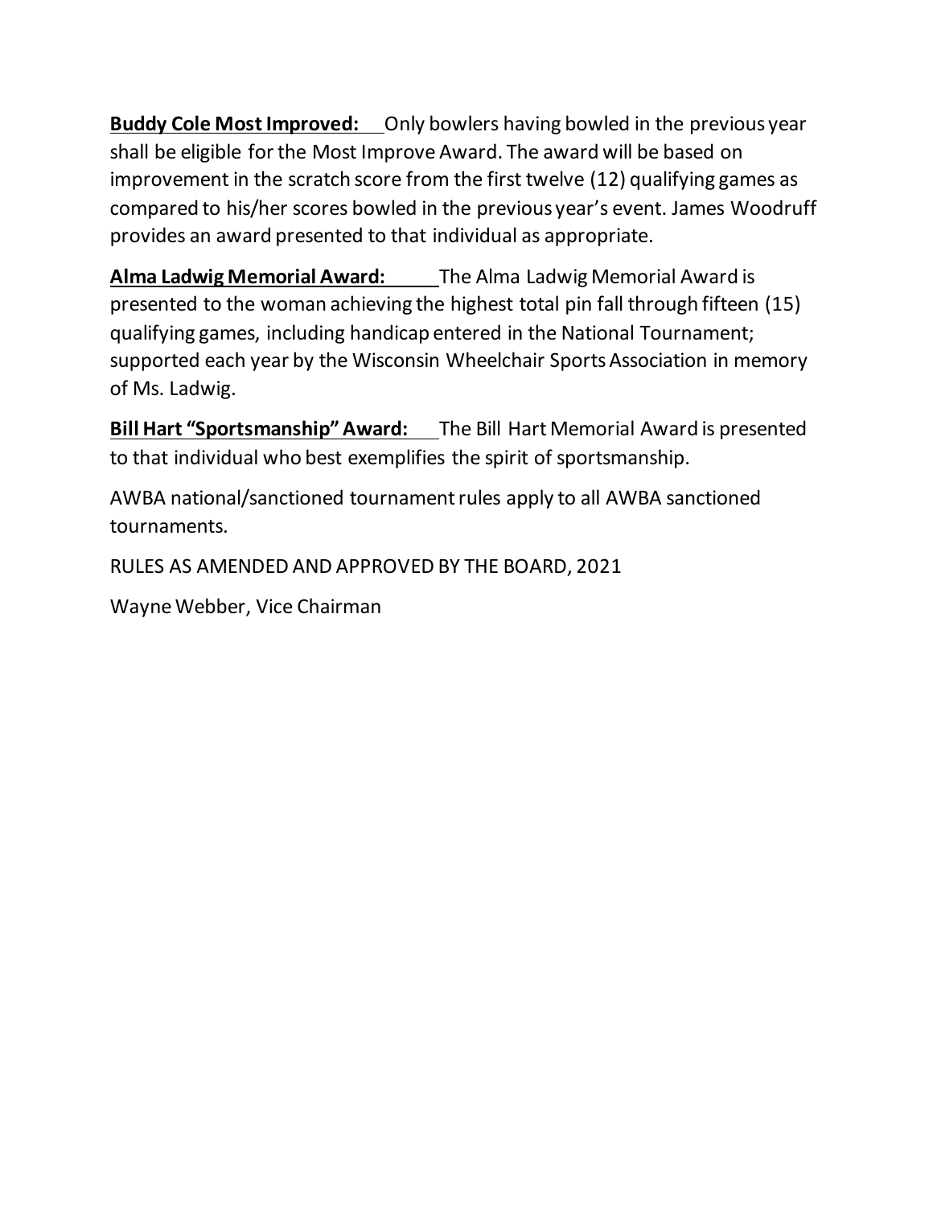**Buddy Cole Most Improved:** Only bowlers having bowled in the previous year shall be eligible for the Most Improve Award. The award will be based on improvement in the scratch score from the first twelve (12) qualifying games as compared to his/her scores bowled in the previous year's event. James Woodruff provides an award presented to that individual as appropriate.

**Alma Ladwig Memorial Award:** The Alma Ladwig Memorial Award is presented to the woman achieving the highest total pin fall through fifteen (15) qualifying games, including handicap entered in the National Tournament; supported each year by the Wisconsin Wheelchair Sports Association in memory of Ms. Ladwig.

**Bill Hart "Sportsmanship" Award:** The Bill Hart Memorial Award is presented to that individual who best exemplifies the spirit of sportsmanship.

AWBA national/sanctioned tournament rules apply to all AWBA sanctioned tournaments.

RULES AS AMENDED AND APPROVED BY THE BOARD, 2021

Wayne Webber, Vice Chairman